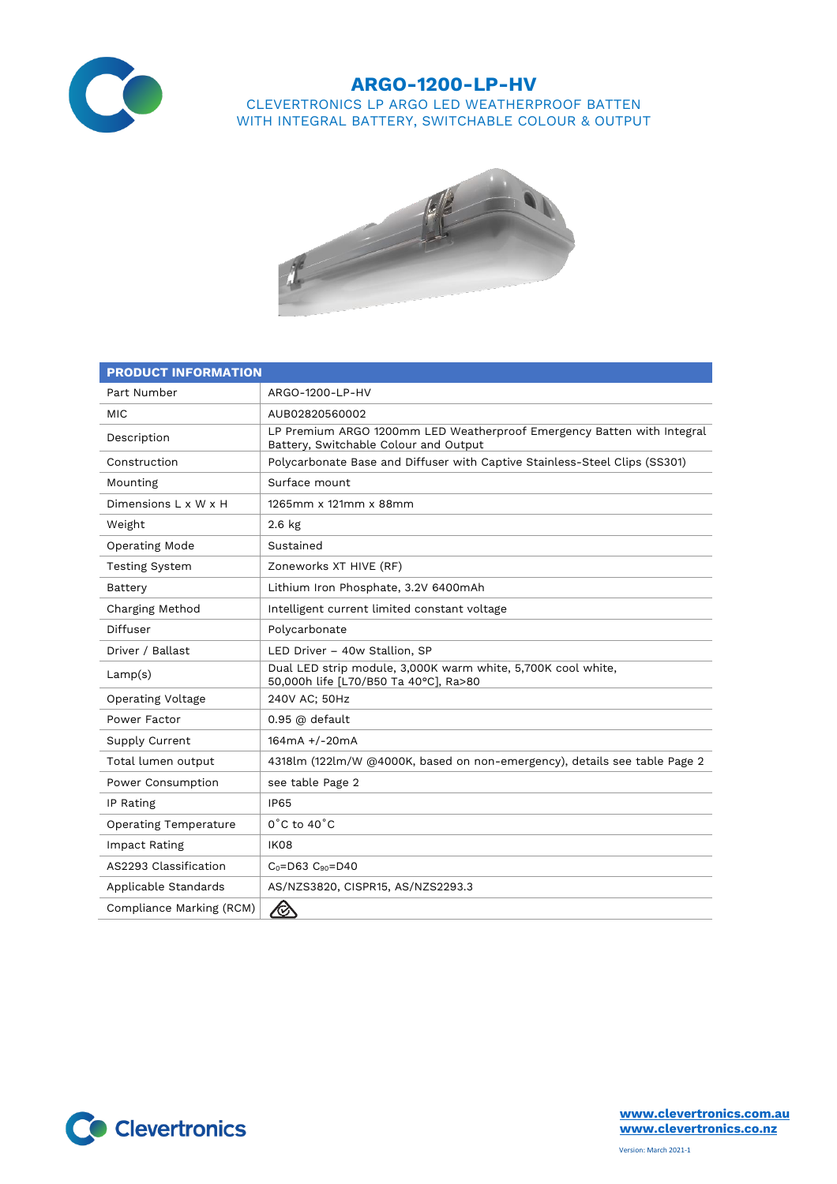# ARGO-1200-LP-HV

## CLEVERTRONICS LP ARGO LED WEATHERPROOF BATTEN WITH INTEGRAL BATTERY, SWITCHABLE COLOUR & OUTPUT

| PRODUCT INFORMATION | |
|---|---|
| Part Number | ARGO-1200-LP-HV |
| MIC | AUB02820560002 |
| Description | LP Premium ARGO 1200mm LED Weatherproof Emergency Batten with Integral Battery, Switchable Colour and Output |
| Construction | Polycarbonate Base and Diffuser with Captive Stainless-Steel Clips (SS301) |
| Mounting | Surface mount |
| Dimensions L x W x H | 1265mm x 121mm x 88mm |
| Weight | 2.6 kg |
| Operating Mode | Sustained |
| Testing System | Zoneworks XT HIVE (RF) |
| Battery | Lithium Iron Phosphate, 3.2V 6400mAh |
| Charging Method | Intelligent current limited constant voltage |
| Diffuser | Polycarbonate |
| Driver / Ballast | LED Driver – 40w Stallion, SP |
| Lamp(s) | Dual LED strip module, 3,000K warm white, 5,700K cool white, 50,000h life [L70/B50 Ta 40°C], Ra>80 |
| Operating Voltage | 240V AC; 50Hz |
| Power Factor | 0.95 @ default |
| Supply Current | 164mA +/-20mA |
| Total lumen output | 4318lm (122lm/W @4000K, based on non-emergency), details see table Page 2 |
| Power Consumption | see table Page 2 |
| IP Rating | IP65 |
| Operating Temperature | 0˚C to 40˚C |
| Impact Rating | IK08 |
| AS2293 Classification | $C_0$=D63 $C_{90}$=D40 |
| Applicable Standards | AS/NZS3820, CISPR15, AS/NZS2293.3 |
| Compliance Marking (RCM) | |

Clevertronics

www.clevertronics.com.au
www.clevertronics.co.nz

Version: March 2021-1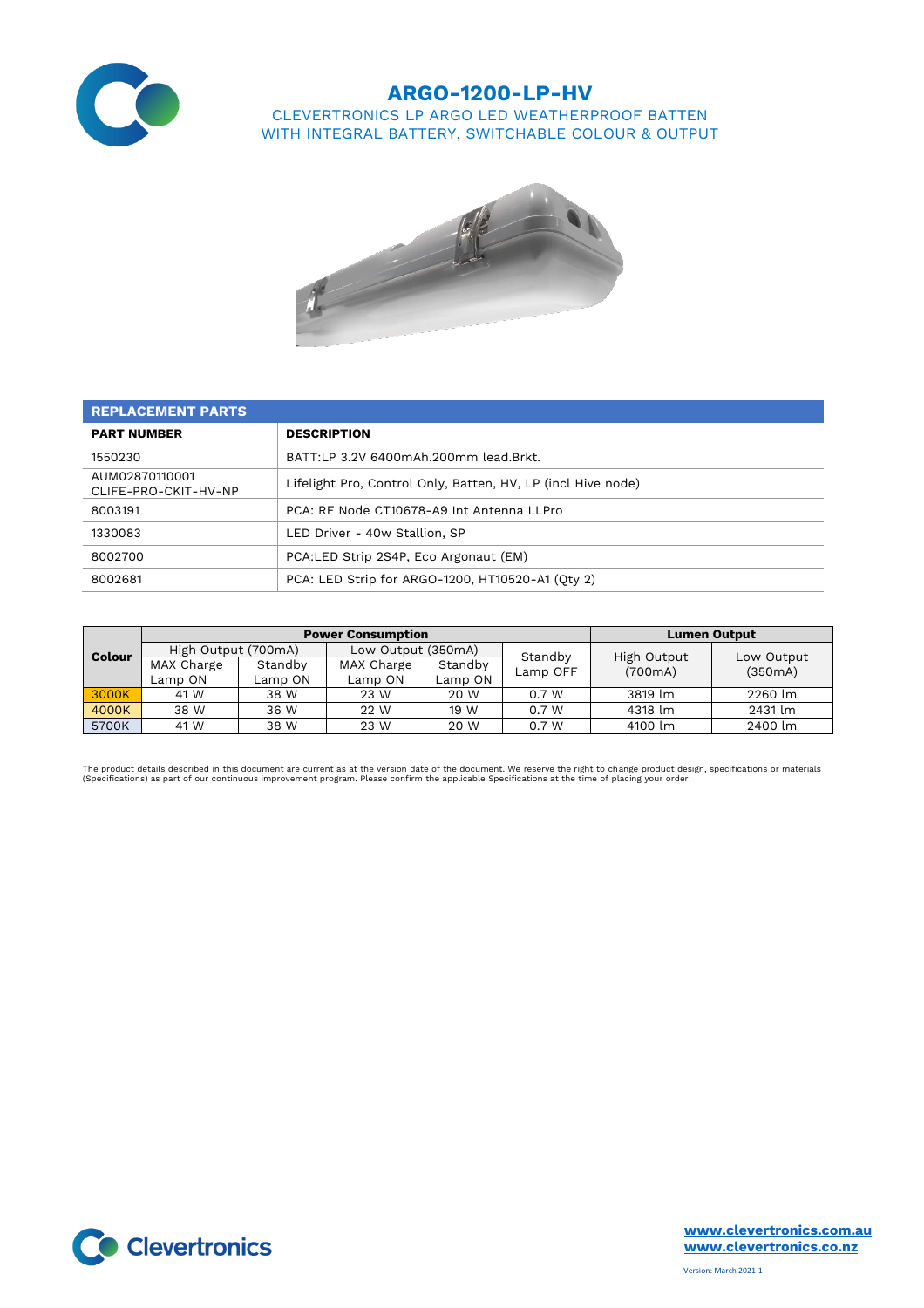# ARGO-1200-LP-HV

CLEVERTRONICS LP ARGO LED WEATHERPROOF BATTEN
WITH INTEGRAL BATTERY, SWITCHABLE COLOUR & OUTPUT

| REPLACEMENT PARTS | |
|---|---|
| **PART NUMBER** | **DESCRIPTION** |
| 1550230 | BATT:LP 3.2V 6400mAh.200mm lead.Brkt. |
| AUM02870110001 CLIFE-PRO-CKIT-HV-NP | Lifelight Pro, Control Only, Batten, HV, LP (incl Hive node) |
| 8003191 | PCA: RF Node CT10678-A9 Int Antenna LLPro |
| 1330083 | LED Driver - 40w Stallion, SP |
| 8002700 | PCA:LED Strip 2S4P, Eco Argonaut (EM) |
| 8002681 | PCA: LED Strip for ARGO-1200, HT10520-A1 (Qty 2) |

| **Colour** | **Power Consumption** | | | | | **Lumen Output** | |
|---|---|---|---|---|---|---|---|
| | High Output (700mA) | | Low Output (350mA) | | Standby Lamp OFF | High Output (700mA) | Low Output (350mA) |
| | MAX Charge Lamp ON | Standby Lamp ON | MAX Charge Lamp ON | Standby Lamp ON | | | |
| 3000K | 41 W | 38 W | 23 W | 20 W | 0.7 W | 3819 lm | 2260 lm |
| 4000K | 38 W | 36 W | 22 W | 19 W | 0.7 W | 4318 lm | 2431 lm |
| 5700K | 41 W | 38 W | 23 W | 20 W | 0.7 W | 4100 lm | 2400 lm |

The product details described in this document are current as at the version date of the document. We reserve the right to change product design, specifications or materials (Specifications) as part of our continuous improvement program. Please confirm the applicable Specifications at the time of placing your order

Clevertronics

**www.clevertronics.com.au**
**www.clevertronics.co.nz**

Version: March 2021-1